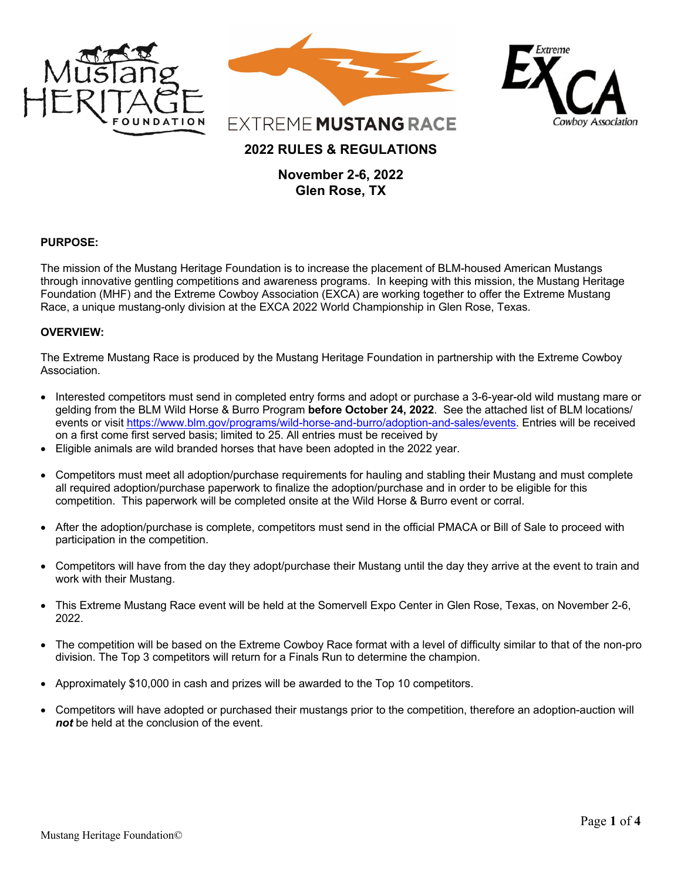Mustang HERITAGE FOUNDATION

EXTREME MUSTANG RACE

Extreme EXCA Cowboy Association

# 2022 RULES & REGULATIONS

**November 2-6, 2022**
**Glen Rose, TX**

## PURPOSE:

The mission of the Mustang Heritage Foundation is to increase the placement of BLM-housed American Mustangs through innovative gentling competitions and awareness programs. In keeping with this mission, the Mustang Heritage Foundation (MHF) and the Extreme Cowboy Association (EXCA) are working together to offer the Extreme Mustang Race, a unique mustang-only division at the EXCA 2022 World Championship in Glen Rose, Texas.

## OVERVIEW:

The Extreme Mustang Race is produced by the Mustang Heritage Foundation in partnership with the Extreme Cowboy Association.

- Interested competitors must send in completed entry forms and adopt or purchase a 3-6-year-old wild mustang mare or gelding from the BLM Wild Horse & Burro Program **before October 24, 2022**. See the attached list of BLM locations/ events or visit https://www.blm.gov/programs/wild-horse-and-burro/adoption-and-sales/events. Entries will be received on a first come first served basis; limited to 25. All entries must be received by
- Eligible animals are wild branded horses that have been adopted in the 2022 year.
- Competitors must meet all adoption/purchase requirements for hauling and stabling their Mustang and must complete all required adoption/purchase paperwork to finalize the adoption/purchase and in order to be eligible for this competition. This paperwork will be completed onsite at the Wild Horse & Burro event or corral.
- After the adoption/purchase is complete, competitors must send in the official PMACA or Bill of Sale to proceed with participation in the competition.
- Competitors will have from the day they adopt/purchase their Mustang until the day they arrive at the event to train and work with their Mustang.
- This Extreme Mustang Race event will be held at the Somervell Expo Center in Glen Rose, Texas, on November 2-6, 2022.
- The competition will be based on the Extreme Cowboy Race format with a level of difficulty similar to that of the non-pro division. The Top 3 competitors will return for a Finals Run to determine the champion.
- Approximately $10,000 in cash and prizes will be awarded to the Top 10 competitors.
- Competitors will have adopted or purchased their mustangs prior to the competition, therefore an adoption-auction will ***not*** be held at the conclusion of the event.

Mustang Heritage Foundation©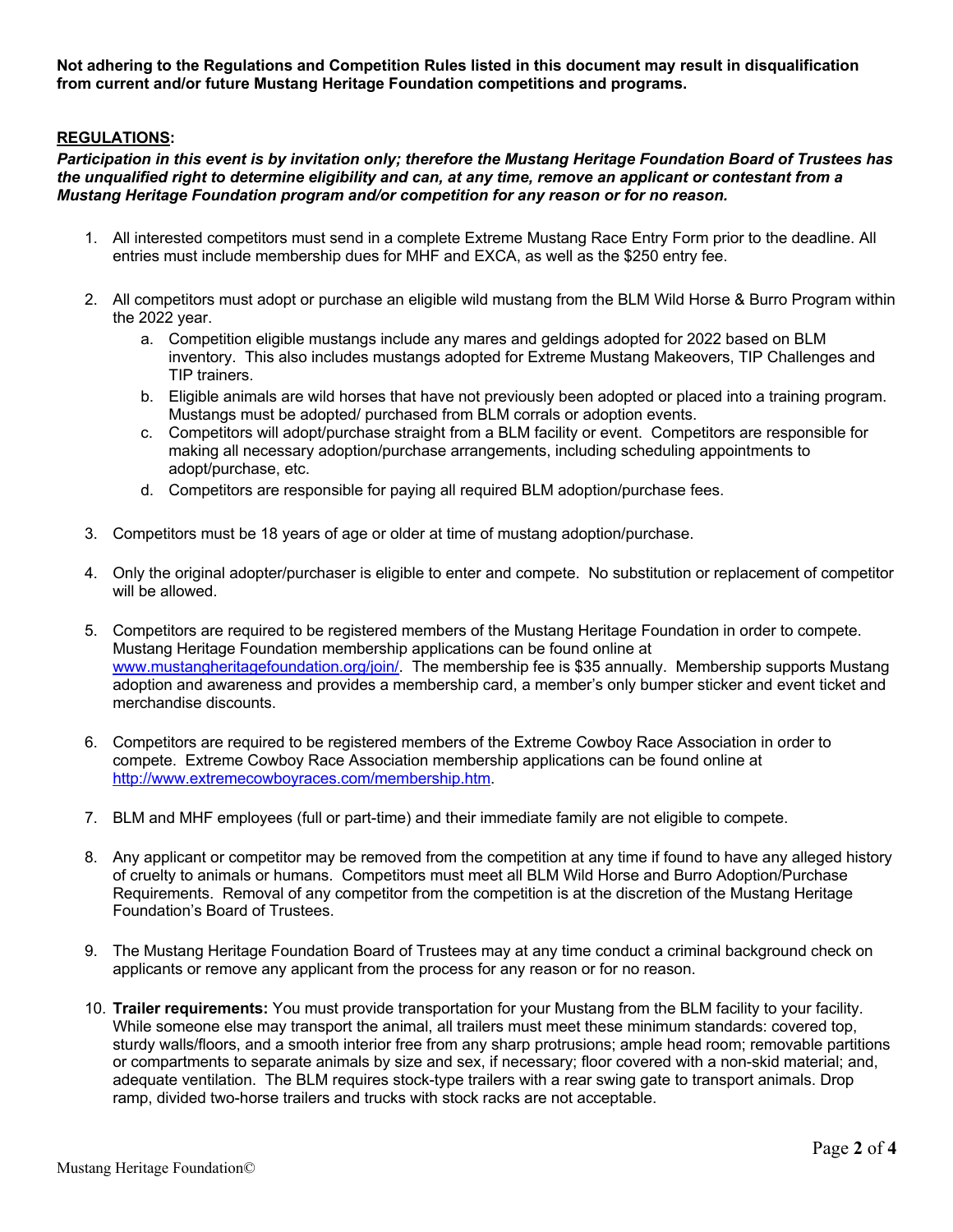**Not adhering to the Regulations and Competition Rules listed in this document may result in disqualification from current and/or future Mustang Heritage Foundation competitions and programs.**

## REGULATIONS:

***Participation in this event is by invitation only; therefore the Mustang Heritage Foundation Board of Trustees has the unqualified right to determine eligibility and can, at any time, remove an applicant or contestant from a Mustang Heritage Foundation program and/or competition for any reason or for no reason.***

1. All interested competitors must send in a complete Extreme Mustang Race Entry Form prior to the deadline. All entries must include membership dues for MHF and EXCA, as well as the $250 entry fee.

2. All competitors must adopt or purchase an eligible wild mustang from the BLM Wild Horse & Burro Program within the 2022 year.
   a. Competition eligible mustangs include any mares and geldings adopted for 2022 based on BLM inventory. This also includes mustangs adopted for Extreme Mustang Makeovers, TIP Challenges and TIP trainers.
   b. Eligible animals are wild horses that have not previously been adopted or placed into a training program. Mustangs must be adopted/ purchased from BLM corrals or adoption events.
   c. Competitors will adopt/purchase straight from a BLM facility or event. Competitors are responsible for making all necessary adoption/purchase arrangements, including scheduling appointments to adopt/purchase, etc.
   d. Competitors are responsible for paying all required BLM adoption/purchase fees.

3. Competitors must be 18 years of age or older at time of mustang adoption/purchase.

4. Only the original adopter/purchaser is eligible to enter and compete. No substitution or replacement of competitor will be allowed.

5. Competitors are required to be registered members of the Mustang Heritage Foundation in order to compete. Mustang Heritage Foundation membership applications can be found online at www.mustangheritagefoundation.org/join/. The membership fee is $35 annually. Membership supports Mustang adoption and awareness and provides a membership card, a member's only bumper sticker and event ticket and merchandise discounts.

6. Competitors are required to be registered members of the Extreme Cowboy Race Association in order to compete. Extreme Cowboy Race Association membership applications can be found online at http://www.extremecowboyraces.com/membership.htm.

7. BLM and MHF employees (full or part-time) and their immediate family are not eligible to compete.

8. Any applicant or competitor may be removed from the competition at any time if found to have any alleged history of cruelty to animals or humans. Competitors must meet all BLM Wild Horse and Burro Adoption/Purchase Requirements. Removal of any competitor from the competition is at the discretion of the Mustang Heritage Foundation's Board of Trustees.

9. The Mustang Heritage Foundation Board of Trustees may at any time conduct a criminal background check on applicants or remove any applicant from the process for any reason or for no reason.

10. **Trailer requirements:** You must provide transportation for your Mustang from the BLM facility to your facility. While someone else may transport the animal, all trailers must meet these minimum standards: covered top, sturdy walls/floors, and a smooth interior free from any sharp protrusions; ample head room; removable partitions or compartments to separate animals by size and sex, if necessary; floor covered with a non-skid material; and, adequate ventilation. The BLM requires stock-type trailers with a rear swing gate to transport animals. Drop ramp, divided two-horse trailers and trucks with stock racks are not acceptable.

Mustang Heritage Foundation©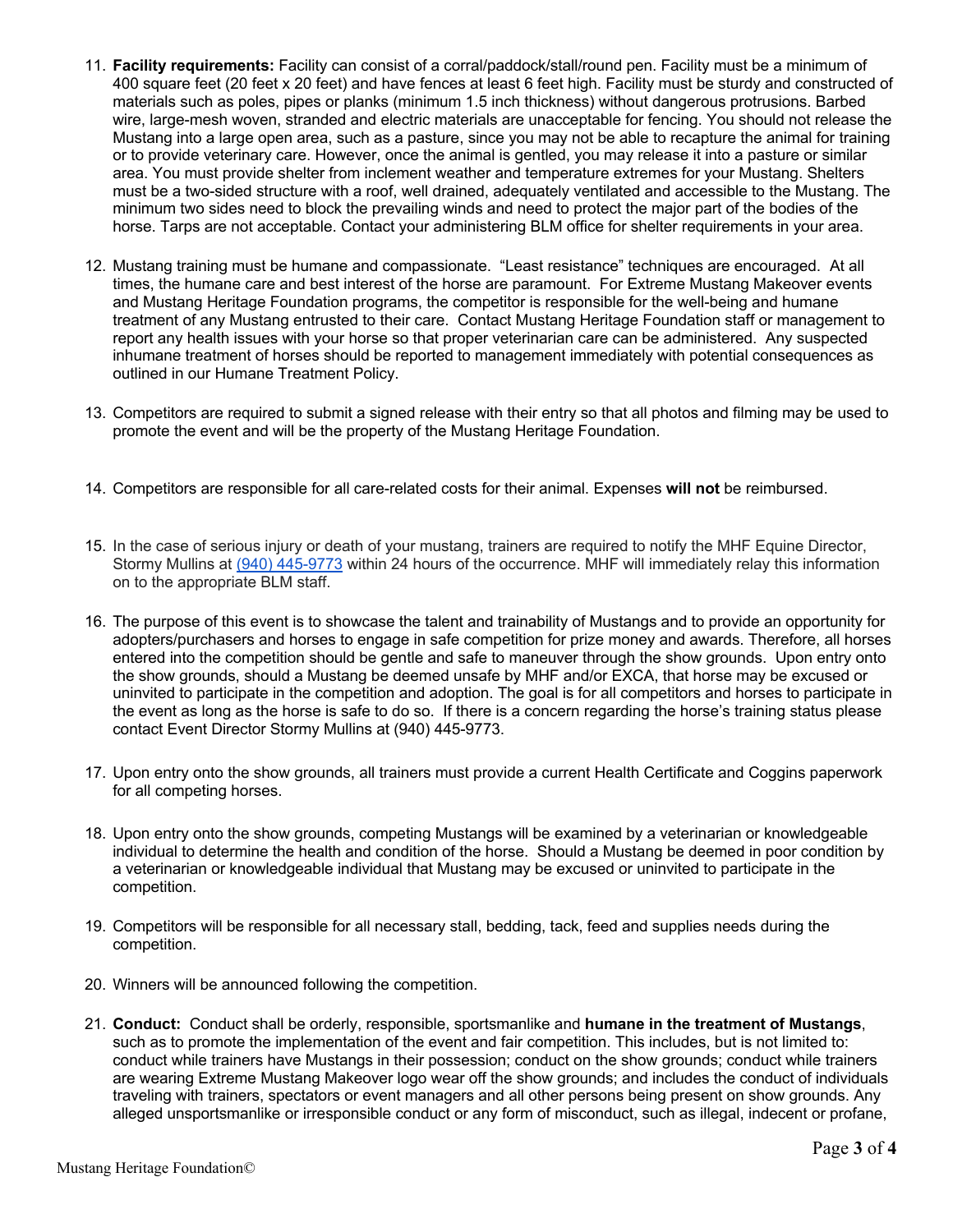11. **Facility requirements:** Facility can consist of a corral/paddock/stall/round pen. Facility must be a minimum of 400 square feet (20 feet x 20 feet) and have fences at least 6 feet high. Facility must be sturdy and constructed of materials such as poles, pipes or planks (minimum 1.5 inch thickness) without dangerous protrusions. Barbed wire, large-mesh woven, stranded and electric materials are unacceptable for fencing. You should not release the Mustang into a large open area, such as a pasture, since you may not be able to recapture the animal for training or to provide veterinary care. However, once the animal is gentled, you may release it into a pasture or similar area. You must provide shelter from inclement weather and temperature extremes for your Mustang. Shelters must be a two-sided structure with a roof, well drained, adequately ventilated and accessible to the Mustang. The minimum two sides need to block the prevailing winds and need to protect the major part of the bodies of the horse. Tarps are not acceptable. Contact your administering BLM office for shelter requirements in your area.

12. Mustang training must be humane and compassionate. "Least resistance" techniques are encouraged. At all times, the humane care and best interest of the horse are paramount. For Extreme Mustang Makeover events and Mustang Heritage Foundation programs, the competitor is responsible for the well-being and humane treatment of any Mustang entrusted to their care. Contact Mustang Heritage Foundation staff or management to report any health issues with your horse so that proper veterinarian care can be administered. Any suspected inhumane treatment of horses should be reported to management immediately with potential consequences as outlined in our Humane Treatment Policy.

13. Competitors are required to submit a signed release with their entry so that all photos and filming may be used to promote the event and will be the property of the Mustang Heritage Foundation.

14. Competitors are responsible for all care-related costs for their animal. Expenses **will not** be reimbursed.

15. In the case of serious injury or death of your mustang, trainers are required to notify the MHF Equine Director, Stormy Mullins at (940) 445-9773 within 24 hours of the occurrence. MHF will immediately relay this information on to the appropriate BLM staff.

16. The purpose of this event is to showcase the talent and trainability of Mustangs and to provide an opportunity for adopters/purchasers and horses to engage in safe competition for prize money and awards. Therefore, all horses entered into the competition should be gentle and safe to maneuver through the show grounds. Upon entry onto the show grounds, should a Mustang be deemed unsafe by MHF and/or EXCA, that horse may be excused or uninvited to participate in the competition and adoption. The goal is for all competitors and horses to participate in the event as long as the horse is safe to do so. If there is a concern regarding the horse's training status please contact Event Director Stormy Mullins at (940) 445-9773.

17. Upon entry onto the show grounds, all trainers must provide a current Health Certificate and Coggins paperwork for all competing horses.

18. Upon entry onto the show grounds, competing Mustangs will be examined by a veterinarian or knowledgeable individual to determine the health and condition of the horse. Should a Mustang be deemed in poor condition by a veterinarian or knowledgeable individual that Mustang may be excused or uninvited to participate in the competition.

19. Competitors will be responsible for all necessary stall, bedding, tack, feed and supplies needs during the competition.

20. Winners will be announced following the competition.

21. **Conduct:** Conduct shall be orderly, responsible, sportsmanlike and **humane in the treatment of Mustangs**, such as to promote the implementation of the event and fair competition. This includes, but is not limited to: conduct while trainers have Mustangs in their possession; conduct on the show grounds; conduct while trainers are wearing Extreme Mustang Makeover logo wear off the show grounds; and includes the conduct of individuals traveling with trainers, spectators or event managers and all other persons being present on show grounds. Any alleged unsportsmanlike or irresponsible conduct or any form of misconduct, such as illegal, indecent or profane,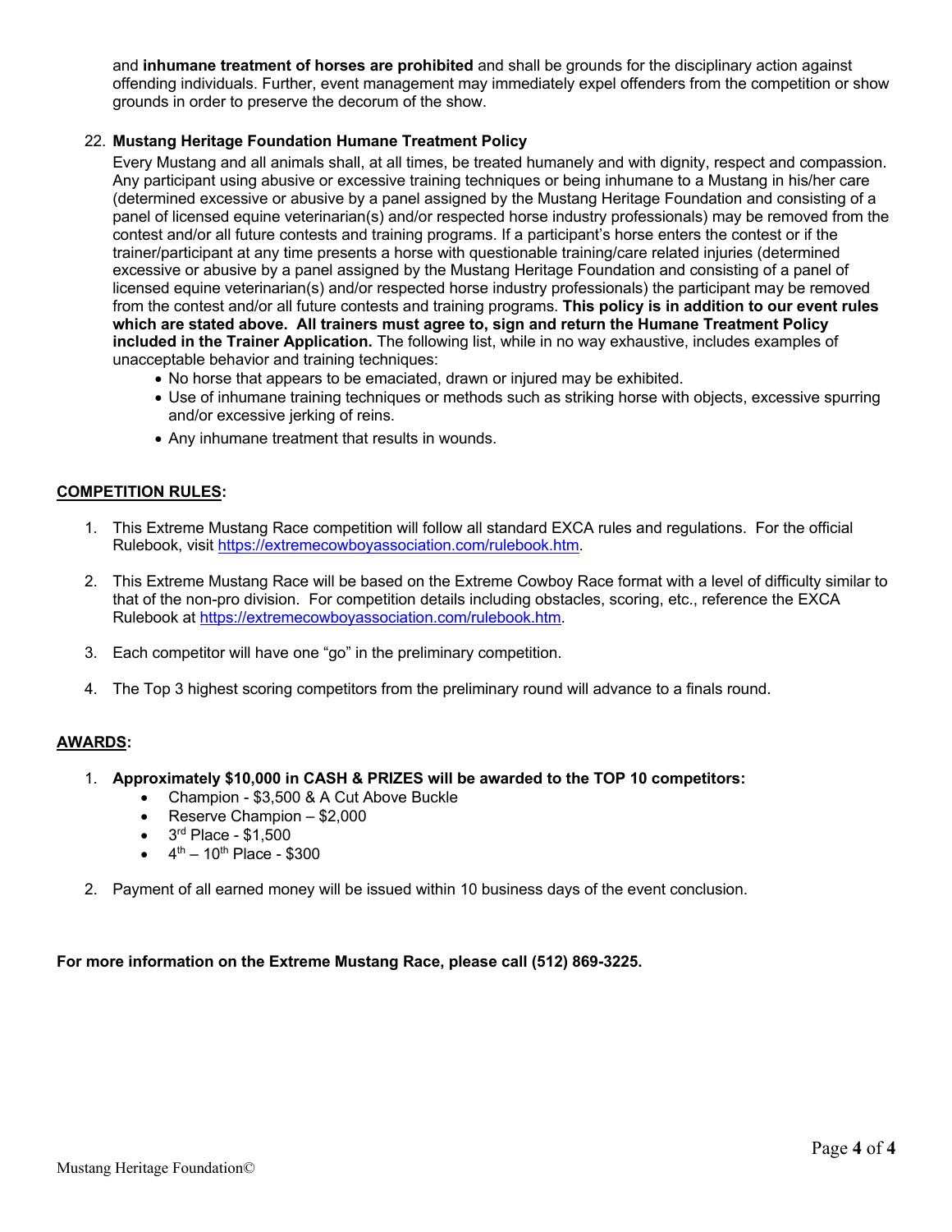and **inhumane treatment of horses are prohibited** and shall be grounds for the disciplinary action against offending individuals. Further, event management may immediately expel offenders from the competition or show grounds in order to preserve the decorum of the show.

22. **Mustang Heritage Foundation Humane Treatment Policy**
    Every Mustang and all animals shall, at all times, be treated humanely and with dignity, respect and compassion. Any participant using abusive or excessive training techniques or being inhumane to a Mustang in his/her care (determined excessive or abusive by a panel assigned by the Mustang Heritage Foundation and consisting of a panel of licensed equine veterinarian(s) and/or respected horse industry professionals) may be removed from the contest and/or all future contests and training programs. If a participant's horse enters the contest or if the trainer/participant at any time presents a horse with questionable training/care related injuries (determined excessive or abusive by a panel assigned by the Mustang Heritage Foundation and consisting of a panel of licensed equine veterinarian(s) and/or respected horse industry professionals) the participant may be removed from the contest and/or all future contests and training programs. **This policy is in addition to our event rules which are stated above. All trainers must agree to, sign and return the Humane Treatment Policy included in the Trainer Application.** The following list, while in no way exhaustive, includes examples of unacceptable behavior and training techniques:
    - No horse that appears to be emaciated, drawn or injured may be exhibited.
    - Use of inhumane training techniques or methods such as striking horse with objects, excessive spurring and/or excessive jerking of reins.
    - Any inhumane treatment that results in wounds.

**COMPETITION RULES:**

1. This Extreme Mustang Race competition will follow all standard EXCA rules and regulations. For the official Rulebook, visit https://extremecowboyassociation.com/rulebook.htm.
2. This Extreme Mustang Race will be based on the Extreme Cowboy Race format with a level of difficulty similar to that of the non-pro division. For competition details including obstacles, scoring, etc., reference the EXCA Rulebook at https://extremecowboyassociation.com/rulebook.htm.
3. Each competitor will have one "go" in the preliminary competition.
4. The Top 3 highest scoring competitors from the preliminary round will advance to a finals round.

**AWARDS:**

1. **Approximately $10,000 in CASH & PRIZES will be awarded to the TOP 10 competitors:**
   - Champion - $3,500 & A Cut Above Buckle
   - Reserve Champion – $2,000
   - 3rd Place - $1,500
   - 4th – 10th Place - $300
2. Payment of all earned money will be issued within 10 business days of the event conclusion.

**For more information on the Extreme Mustang Race, please call (512) 869-3225.**

Mustang Heritage Foundation©